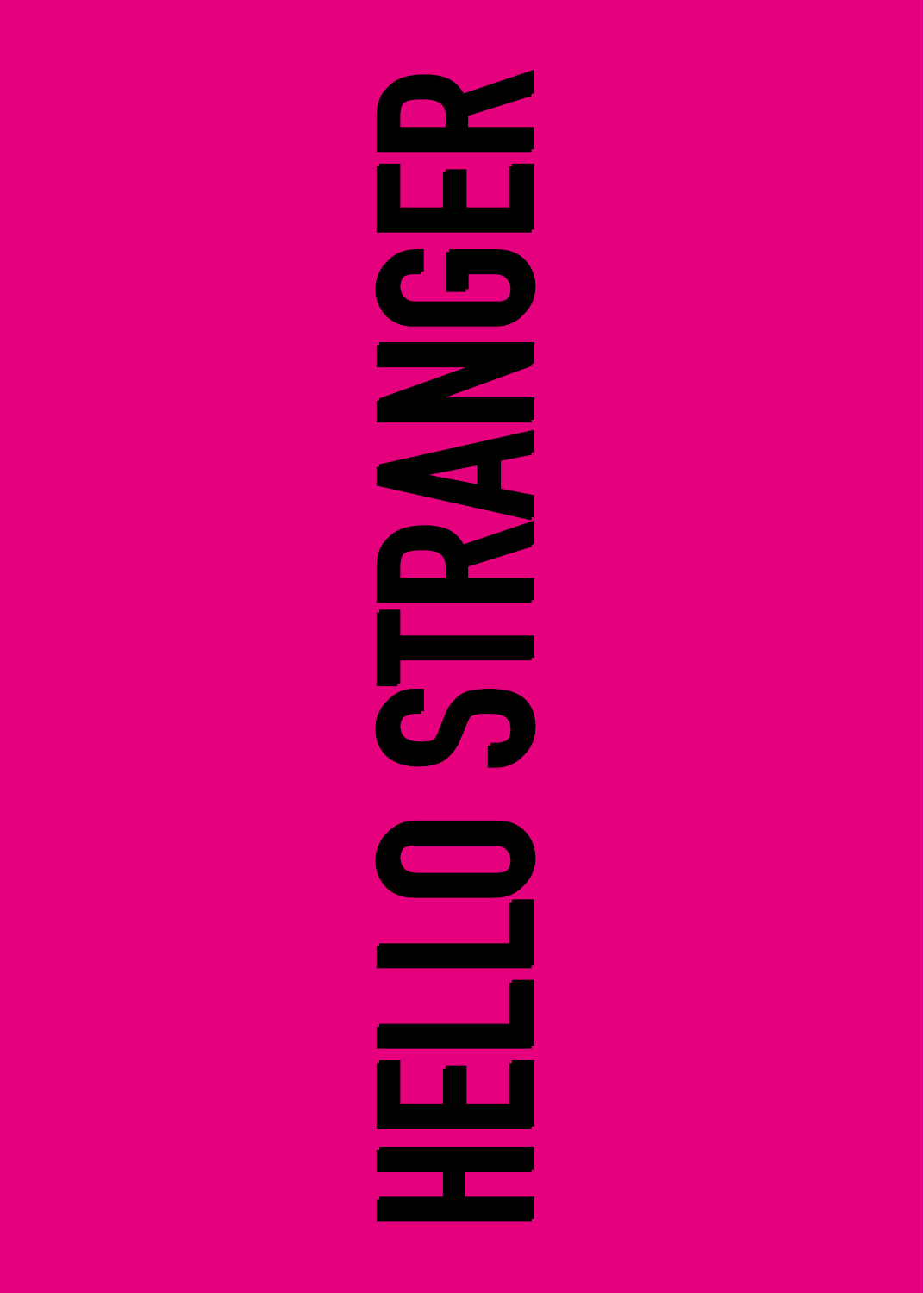# HELLO STRANGER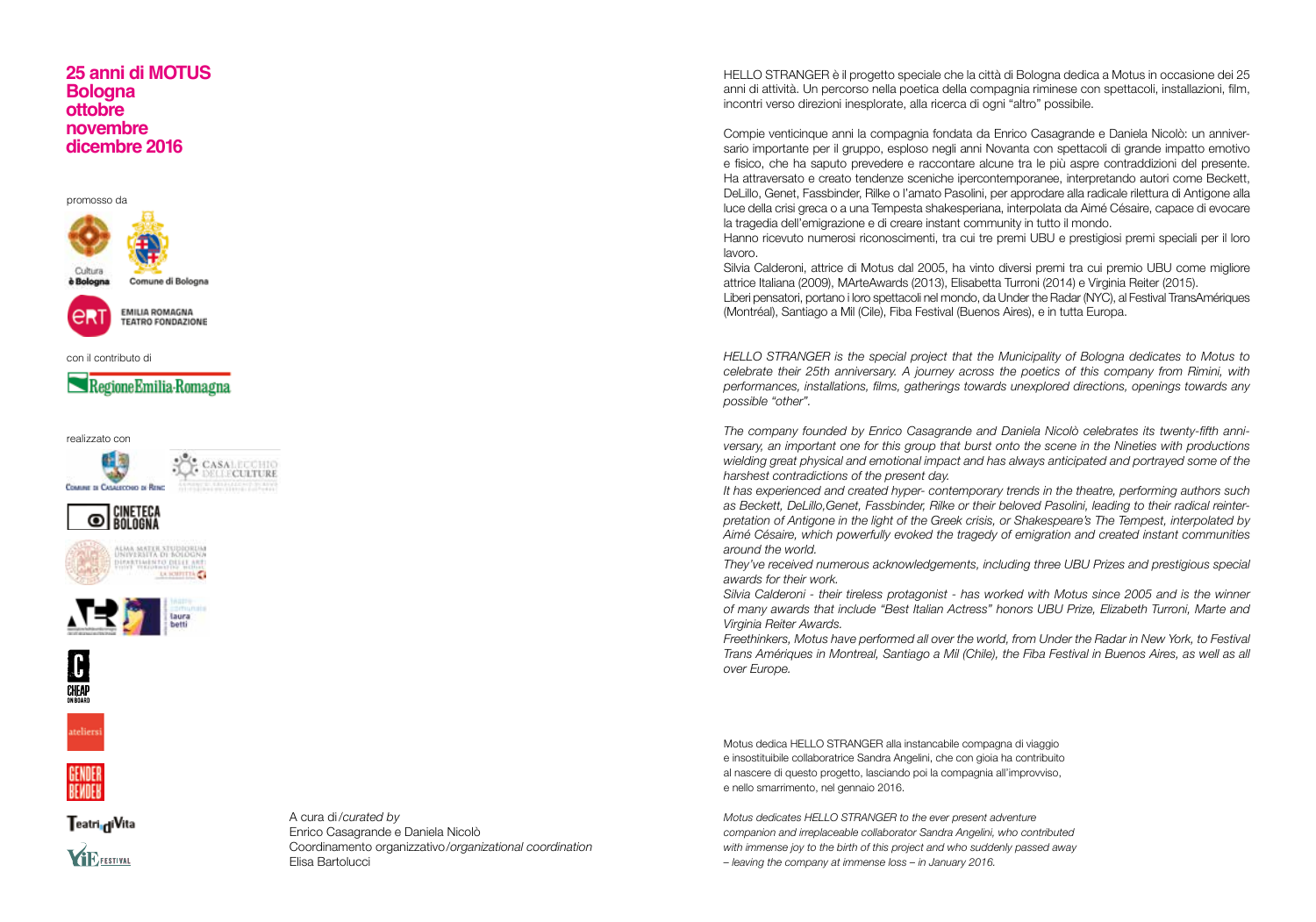# 25 anni di MOTUS
# Bologna
# ottobre
# novembre
# dicembre 2016

promosso da

Cultura è Bologna

Comune di Bologna

EMILIA ROMAGNA TEATRO FONDAZIONE

con il contributo di

Regione Emilia-Romagna

realizzato con

Comune di Casalecchio di Reno

Casalecchio delle Culture

Cineteca Bologna

Alma Mater Studiorum Università di Bologna – Dipartimento delle Arti – La Soffitta

teatro comunale laura betti

Cheap on board

ateliersi

Gender Bender

Teatri di Vita

VIE Festival

A cura di/*curated by*
Enrico Casagrande e Daniela Nicolò
Coordinamento organizzativo/*organizational coordination*
Elisa Bartolucci

HELLO STRANGER è il progetto speciale che la città di Bologna dedica a Motus in occasione dei 25 anni di attività. Un percorso nella poetica della compagnia riminese con spettacoli, installazioni, film, incontri verso direzioni inesplorate, alla ricerca di ogni "altro" possibile.

Compie venticinque anni la compagnia fondata da Enrico Casagrande e Daniela Nicolò: un anniversario importante per il gruppo, esploso negli anni Novanta con spettacoli di grande impatto emotivo e fisico, che ha saputo prevedere e raccontare alcune tra le più aspre contraddizioni del presente. Ha attraversato e creato tendenze sceniche ipercontemporanee, interpretando autori come Beckett, DeLillo, Genet, Fassbinder, Rilke o l'amato Pasolini, per approdare alla radicale rilettura di Antigone alla luce della crisi greca o a una Tempesta shakesperiana, interpolata da Aimé Césaire, capace di evocare la tragedia dell'emigrazione e di creare instant community in tutto il mondo.
Hanno ricevuto numerosi riconoscimenti, tra cui tre premi UBU e prestigiosi premi speciali per il loro lavoro.
Silvia Calderoni, attrice di Motus dal 2005, ha vinto diversi premi tra cui premio UBU come migliore attrice Italiana (2009), MArteAwards (2013), Elisabetta Turroni (2014) e Virginia Reiter (2015).
Liberi pensatori, portano i loro spettacoli nel mondo, da Under the Radar (NYC), al Festival TransAmériques (Montréal), Santiago a Mil (Cile), Fiba Festival (Buenos Aires), e in tutta Europa.

*HELLO STRANGER is the special project that the Municipality of Bologna dedicates to Motus to celebrate their 25th anniversary. A journey across the poetics of this company from Rimini, with performances, installations, films, gatherings towards unexplored directions, openings towards any possible "other".*

*The company founded by Enrico Casagrande and Daniela Nicolò celebrates its twenty-fifth anniversary, an important one for this group that burst onto the scene in the Nineties with productions wielding great physical and emotional impact and has always anticipated and portrayed some of the harshest contradictions of the present day.*
*It has experienced and created hyper- contemporary trends in the theatre, performing authors such as Beckett, DeLillo,Genet, Fassbinder, Rilke or their beloved Pasolini, leading to their radical reinterpretation of Antigone in the light of the Greek crisis, or Shakespeare's The Tempest, interpolated by Aimé Césaire, which powerfully evoked the tragedy of emigration and created instant communities around the world.*
*They've received numerous acknowledgements, including three UBU Prizes and prestigious special awards for their work.*
*Silvia Calderoni - their tireless protagonist - has worked with Motus since 2005 and is the winner of many awards that include "Best Italian Actress" honors UBU Prize, Elizabeth Turroni, Marte and Virginia Reiter Awards.*
*Freethinkers, Motus have performed all over the world, from Under the Radar in New York, to Festival Trans Amériques in Montreal, Santiago a Mil (Chile), the Fiba Festival in Buenos Aires, as well as all over Europe.*

Motus dedica HELLO STRANGER alla instancabile compagna di viaggio e insostituibile collaboratrice Sandra Angelini, che con gioia ha contribuito al nascere di questo progetto, lasciando poi la compagnia all'improvviso, e nello smarrimento, nel gennaio 2016.

*Motus dedicates HELLO STRANGER to the ever present adventure companion and irreplaceable collaborator Sandra Angelini, who contributed with immense joy to the birth of this project and who suddenly passed away – leaving the company at immense loss – in January 2016.*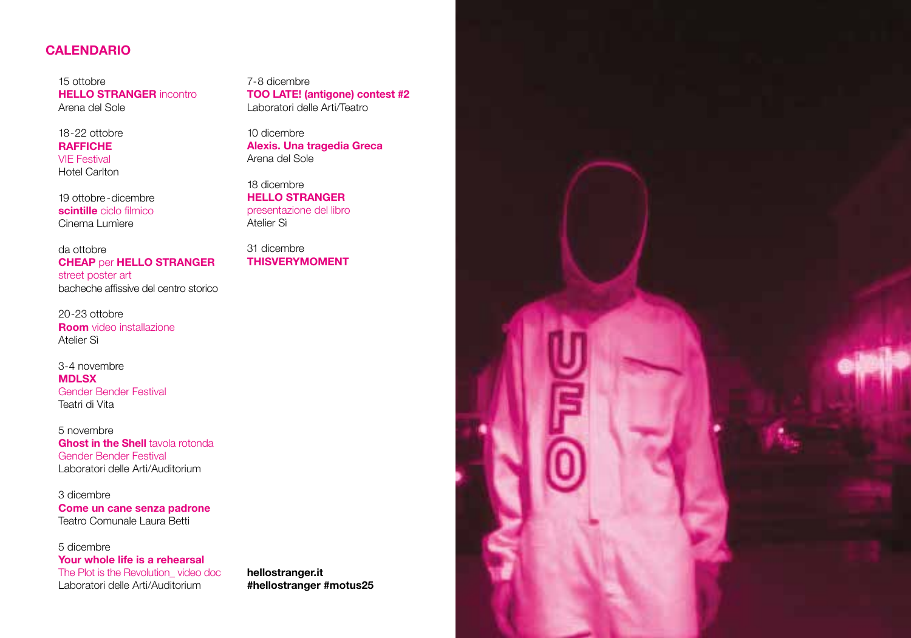## CALENDARIO

15 ottobre
**HELLO STRANGER** incontro
Arena del Sole

18-22 ottobre
**RAFFICHE**
VIE Festival
Hotel Carlton

19 ottobre - dicembre
**scintille** ciclo filmico
Cinema Lumiere

da ottobre
**CHEAP** per **HELLO STRANGER**
street poster art
bacheche affissive del centro storico

20-23 ottobre
**Room** video installazione
Atelier Sì

3-4 novembre
**MDLSX**
Gender Bender Festival
Teatri di Vita

5 novembre
**Ghost in the Shell** tavola rotonda
Gender Bender Festival
Laboratori delle Arti/Auditorium

3 dicembre
**Come un cane senza padrone**
Teatro Comunale Laura Betti

5 dicembre
**Your whole life is a rehearsal**
The Plot is the Revolution_ video doc
Laboratori delle Arti/Auditorium

7-8 dicembre
**TOO LATE! (antigone) contest #2**
Laboratori delle Arti/Teatro

10 dicembre
**Alexis. Una tragedia Greca**
Arena del Sole

18 dicembre
**HELLO STRANGER**
presentazione del libro
Atelier Sì

31 dicembre
**THISVERYMOMENT**

**hellostranger.it**
**#hellostranger #motus25**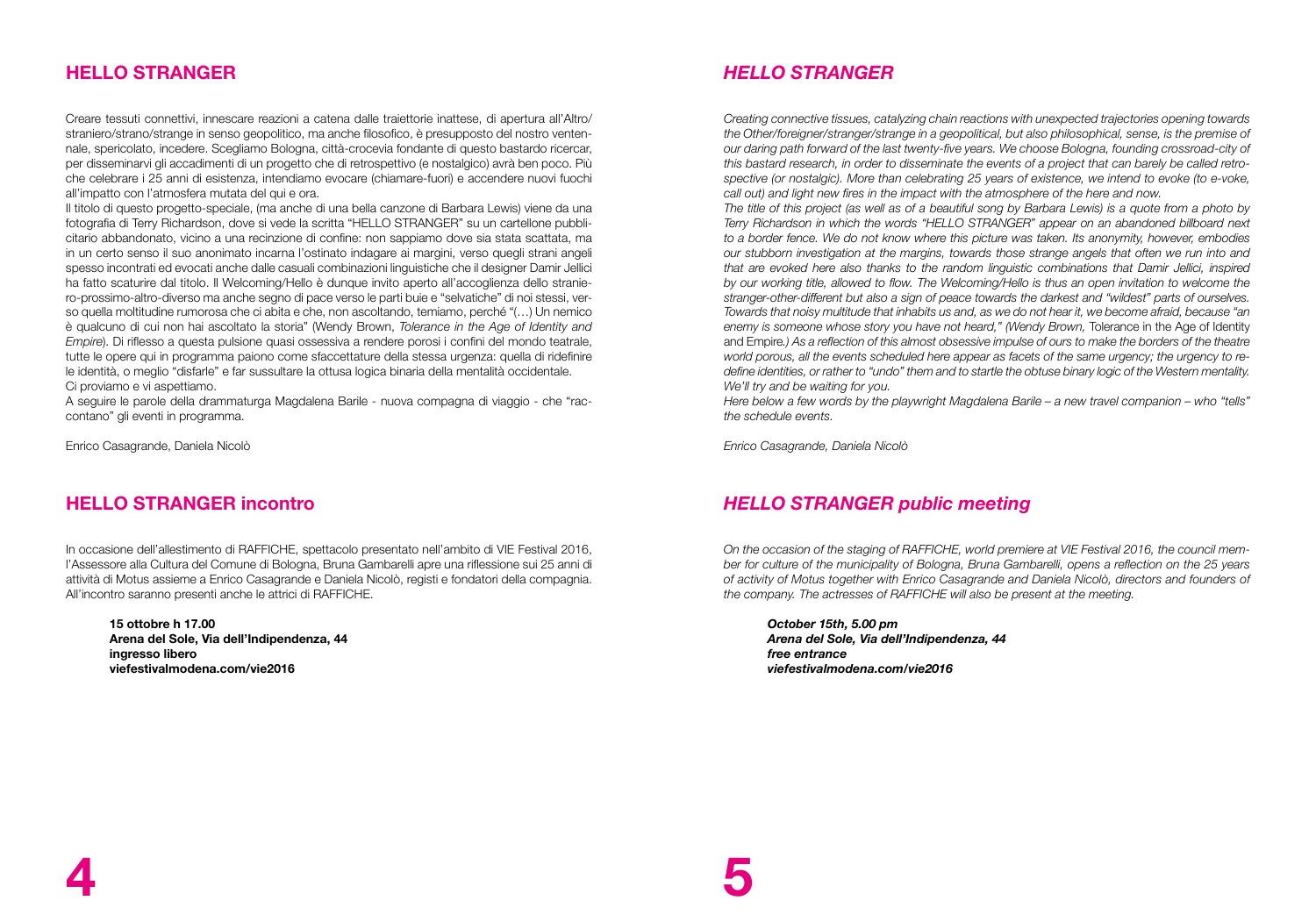## HELLO STRANGER

Creare tessuti connettivi, innescare reazioni a catena dalle traiettorie inattese, di apertura all'Altro/straniero/strano/strange in senso geopolitico, ma anche filosofico, è presupposto del nostro ventennale, spericolato, incedere. Scegliamo Bologna, città-crocevia fondante di questo bastardo ricercar, per disseminarvi gli accadimenti di un progetto che di retrospettivo (e nostalgico) avrà ben poco. Più che celebrare i 25 anni di esistenza, intendiamo evocare (chiamare-fuori) e accendere nuovi fuochi all'impatto con l'atmosfera mutata del qui e ora.

Il titolo di questo progetto-speciale, (ma anche di una bella canzone di Barbara Lewis) viene da una fotografia di Terry Richardson, dove si vede la scritta "HELLO STRANGER" su un cartellone pubblicitario abbandonato, vicino a una recinzione di confine: non sappiamo dove sia stata scattata, ma in un certo senso il suo anonimato incarna l'ostinato indagare ai margini, verso quegli strani angeli spesso incontrati ed evocati anche dalle casuali combinazioni linguistiche che il designer Damir Jellici ha fatto scaturire dal titolo. Il Welcoming/Hello è dunque invito aperto all'accoglienza dello straniero-prossimo-altro-diverso ma anche segno di pace verso le parti buie e "selvatiche" di noi stessi, verso quella moltitudine rumorosa che ci abita e che, non ascoltando, temiamo, perché "(…) Un nemico è qualcuno di cui non hai ascoltato la storia" (Wendy Brown, *Tolerance in the Age of Identity and Empire*). Di riflesso a questa pulsione quasi ossessiva a rendere porosi i confini del mondo teatrale, tutte le opere qui in programma paiono come sfaccettature della stessa urgenza: quella di ridefinire le identità, o meglio "disfarle" e far sussultare la ottusa logica binaria della mentalità occidentale.
Ci proviamo e vi aspettiamo.

A seguire le parole della drammaturga Magdalena Barile - nuova compagna di viaggio - che "raccontano" gli eventi in programma.

Enrico Casagrande, Daniela Nicolò

## HELLO STRANGER incontro

In occasione dell'allestimento di RAFFICHE, spettacolo presentato nell'ambito di VIE Festival 2016, l'Assessore alla Cultura del Comune di Bologna, Bruna Gambarelli apre una riflessione sui 25 anni di attività di Motus assieme a Enrico Casagrande e Daniela Nicolò, registi e fondatori della compagnia. All'incontro saranno presenti anche le attrici di RAFFICHE.

**15 ottobre h 17.00**
**Arena del Sole, Via dell'Indipendenza, 44**
**ingresso libero**
**viefestivalmodena.com/vie2016**

## *HELLO STRANGER*

*Creating connective tissues, catalyzing chain reactions with unexpected trajectories opening towards the Other/foreigner/stranger/strange in a geopolitical, but also philosophical, sense, is the premise of our daring path forward of the last twenty-five years. We choose Bologna, founding crossroad-city of this bastard research, in order to disseminate the events of a project that can barely be called retrospective (or nostalgic). More than celebrating 25 years of existence, we intend to evoke (to e-voke, call out) and light new fires in the impact with the atmosphere of the here and now.*

*The title of this project (as well as of a beautiful song by Barbara Lewis) is a quote from a photo by Terry Richardson in which the words "HELLO STRANGER" appear on an abandoned billboard next to a border fence. We do not know where this picture was taken. Its anonymity, however, embodies our stubborn investigation at the margins, towards those strange angels that often we run into and that are evoked here also thanks to the random linguistic combinations that Damir Jellici, inspired by our working title, allowed to flow. The Welcoming/Hello is thus an open invitation to welcome the stranger-other-different but also a sign of peace towards the darkest and "wildest" parts of ourselves. Towards that noisy multitude that inhabits us and, as we do not hear it, we become afraid, because "an enemy is someone whose story you have not heard," (Wendy Brown,* Tolerance in the Age of Identity and Empire*.) As a reflection of this almost obsessive impulse of ours to make the borders of the theatre world porous, all the events scheduled here appear as facets of the same urgency; the urgency to redefine identities, or rather to "undo" them and to startle the obtuse binary logic of the Western mentality. We'll try and be waiting for you.*

*Here below a few words by the playwright Magdalena Barile – a new travel companion – who "tells" the schedule events.*

*Enrico Casagrande, Daniela Nicolò*

## *HELLO STRANGER public meeting*

*On the occasion of the staging of RAFFICHE, world premiere at VIE Festival 2016, the council member for culture of the municipality of Bologna, Bruna Gambarelli, opens a reflection on the 25 years of activity of Motus together with Enrico Casagrande and Daniela Nicolò, directors and founders of the company. The actresses of RAFFICHE will also be present at the meeting.*

***October 15th, 5.00 pm***
***Arena del Sole, Via dell'Indipendenza, 44***
***free entrance***
***viefestivalmodena.com/vie2016***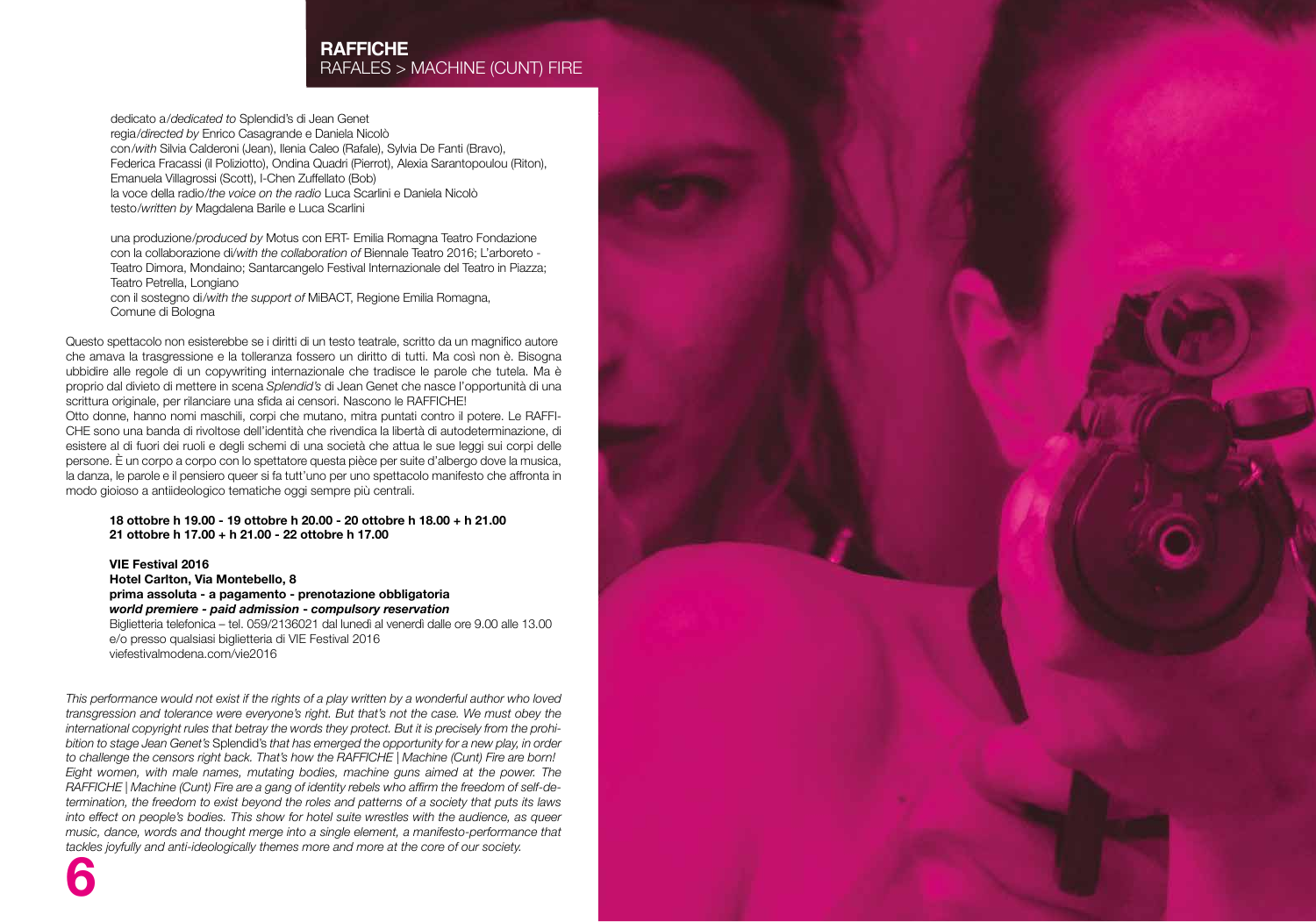# RAFFICHE
RAFALES > MACHINE (CUNT) FIRE

dedicato a/*dedicated to* Splendid's di Jean Genet
regia/*directed by* Enrico Casagrande e Daniela Nicolò
con/*with* Silvia Calderoni (Jean), Ilenia Caleo (Rafale), Sylvia De Fanti (Bravo), Federica Fracassi (il Poliziotto), Ondina Quadri (Pierrot), Alexia Sarantopoulou (Riton), Emanuela Villagrossi (Scott), I-Chen Zuffellato (Bob)
la voce della radio/*the voice on the radio* Luca Scarlini e Daniela Nicolò
testo/*written by* Magdalena Barile e Luca Scarlini

una produzione/*produced by* Motus con ERT- Emilia Romagna Teatro Fondazione
con la collaborazione di/*with the collaboration of* Biennale Teatro 2016; L'arboreto - Teatro Dimora, Mondaino; Santarcangelo Festival Internazionale del Teatro in Piazza; Teatro Petrella, Longiano
con il sostegno di/*with the support of* MiBACT, Regione Emilia Romagna, Comune di Bologna

Questo spettacolo non esisterebbe se i diritti di un testo teatrale, scritto da un magnifico autore che amava la trasgressione e la tolleranza fossero un diritto di tutti. Ma così non è. Bisogna ubbidire alle regole di un copywriting internazionale che tradisce le parole che tutela. Ma è proprio dal divieto di mettere in scena *Splendid's* di Jean Genet che nasce l'opportunità di una scrittura originale, per rilanciare una sfida ai censori. Nascono le RAFFICHE!
Otto donne, hanno nomi maschili, corpi che mutano, mitra puntati contro il potere. Le RAFFICHE sono una banda di rivoltose dell'identità che rivendica la libertà di autodeterminazione, di esistere al di fuori dei ruoli e degli schemi di una società che attua le sue leggi sui corpi delle persone. È un corpo a corpo con lo spettatore questa pièce per suite d'albergo dove la musica, la danza, le parole e il pensiero queer si fa tutt'uno per uno spettacolo manifesto che affronta in modo gioioso a antiideologico tematiche oggi sempre più centrali.

**18 ottobre h 19.00 - 19 ottobre h 20.00 - 20 ottobre h 18.00 + h 21.00**
**21 ottobre h 17.00 + h 21.00 - 22 ottobre h 17.00**

**VIE Festival 2016**
**Hotel Carlton, Via Montebello, 8**
**prima assoluta - a pagamento - prenotazione obbligatoria**
***world premiere - paid admission - compulsory reservation***
Biglietteria telefonica – tel. 059/2136021 dal lunedì al venerdì dalle ore 9.00 alle 13.00 e/o presso qualsiasi biglietteria di VIE Festival 2016
viefestivalmodena.com/vie2016

*This performance would not exist if the rights of a play written by a wonderful author who loved transgression and tolerance were everyone's right. But that's not the case. We must obey the international copyright rules that betray the words they protect. But it is precisely from the prohibition to stage Jean Genet's* Splendid's *that has emerged the opportunity for a new play, in order to challenge the censors right back. That's how the RAFFICHE | Machine (Cunt) Fire are born!*
*Eight women, with male names, mutating bodies, machine guns aimed at the power. The RAFFICHE | Machine (Cunt) Fire are a gang of identity rebels who affirm the freedom of self-determination, the freedom to exist beyond the roles and patterns of a society that puts its laws into effect on people's bodies. This show for hotel suite wrestles with the audience, as queer music, dance, words and thought merge into a single element, a manifesto-performance that tackles joyfully and anti-ideologically themes more and more at the core of our society.*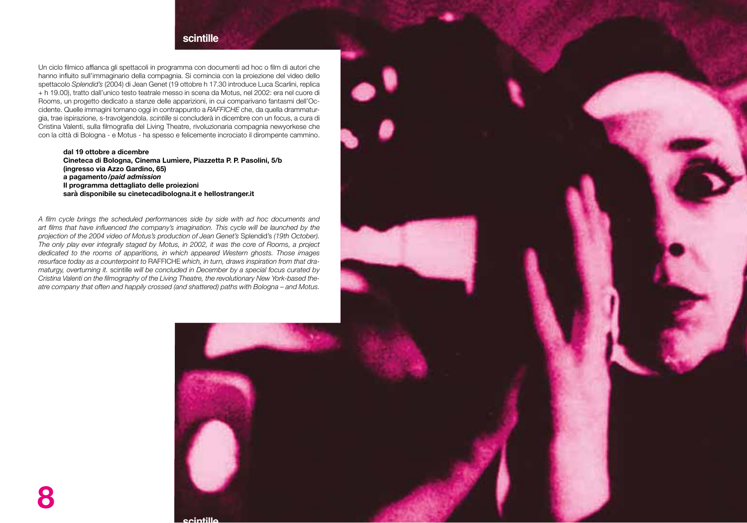## scintille

Un ciclo filmico affianca gli spettacoli in programma con documenti ad hoc o film di autori che hanno influito sull'immaginario della compagnia. Si comincia con la proiezione del video dello spettacolo *Splendid's* (2004) di Jean Genet (19 ottobre h 17.30 introduce Luca Scarlini, replica + h 19.00), tratto dall'unico testo teatrale messo in scena da Motus, nel 2002: era nel cuore di Rooms, un progetto dedicato a stanze delle apparizioni, in cui comparivano fantasmi dell'Occidente. Quelle immagini tornano oggi in contrappunto a *RAFFICHE* che, da quella drammaturgia, trae ispirazione, s-travolgendola. *scintille* si concluderà in dicembre con un focus, a cura di Cristina Valenti, sulla filmografia del Living Theatre, rivoluzionaria compagnia newyorkese che con la città di Bologna - e Motus - ha spesso e felicemente incrociato il dirompente cammino.

**dal 19 ottobre a dicembre**
**Cineteca di Bologna, Cinema Lumìere, Piazzetta P. P. Pasolini, 5/b**
**(ingresso via Azzo Gardino, 65)**
**a pagamento/*paid admission***
**Il programma dettagliato delle proiezioni**
**sarà disponibile su cinetecadibologna.it e hellostranger.it**

*A film cycle brings the scheduled performances side by side with ad hoc documents and art films that have influenced the company's imagination. This cycle will be launched by the projection of the 2004 video of Motus's production of Jean Genet's* Splendid's *(19th October). The only play ever integrally staged by Motus, in 2002, it was the core of Rooms, a project dedicated to the rooms of apparitions, in which appeared Western ghosts. Those images resurface today as a counterpoint to* RAFFICHE *which, in turn, draws inspiration from that dramaturgy, overturning it.* scintille *will be concluded in December by a special focus curated by Cristina Valenti on the filmography of the Living Theatre, the revolutionary New York-based theatre company that often and happily crossed (and shattered) paths with Bologna – and Motus.*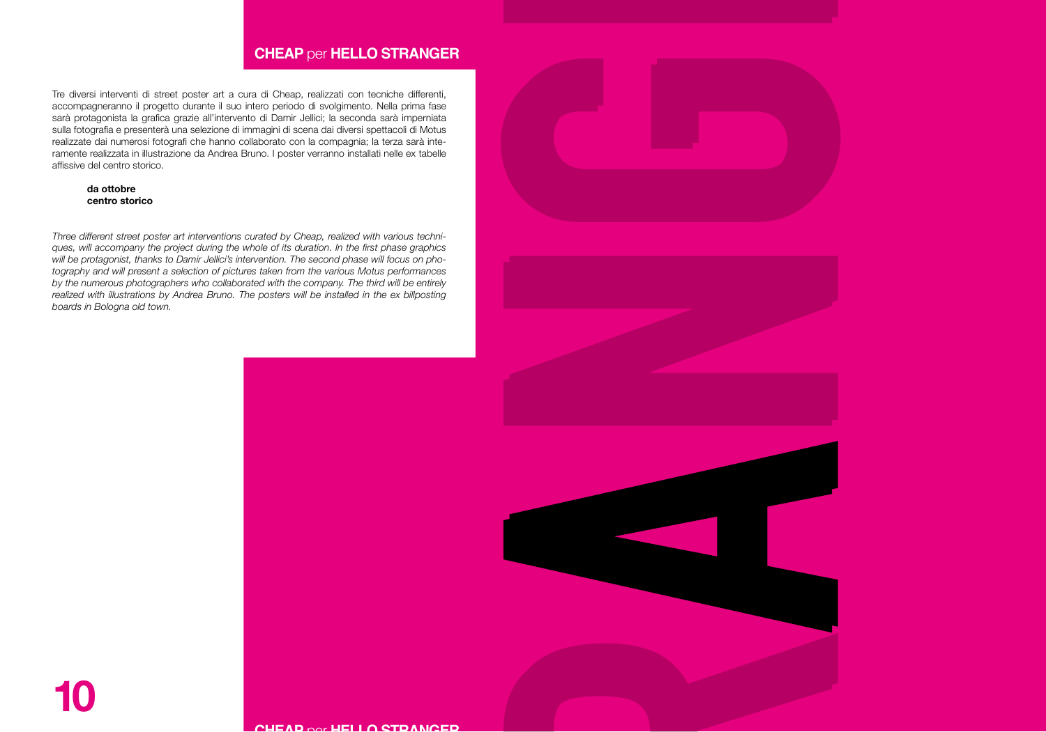## **CHEAP** per **HELLO STRANGER**

Tre diversi interventi di street poster art a cura di Cheap, realizzati con tecniche differenti, accompagneranno il progetto durante il suo intero periodo di svolgimento. Nella prima fase sarà protagonista la grafica grazie all'intervento di Damir Jellici; la seconda sarà imperniata sulla fotografia e presenterà una selezione di immagini di scena dai diversi spettacoli di Motus realizzate dai numerosi fotografi che hanno collaborato con la compagnia; la terza sarà interamente realizzata in illustrazione da Andrea Bruno. I poster verranno installati nelle ex tabelle affissive del centro storico.

**da ottobre**
**centro storico**

*Three different street poster art interventions curated by Cheap, realized with various techniques, will accompany the project during the whole of its duration. In the first phase graphics will be protagonist, thanks to Damir Jellici's intervention. The second phase will focus on photography and will present a selection of pictures taken from the various Motus performances by the numerous photographers who collaborated with the company. The third will be entirely realized with illustrations by Andrea Bruno. The posters will be installed in the ex billposting boards in Bologna old town.*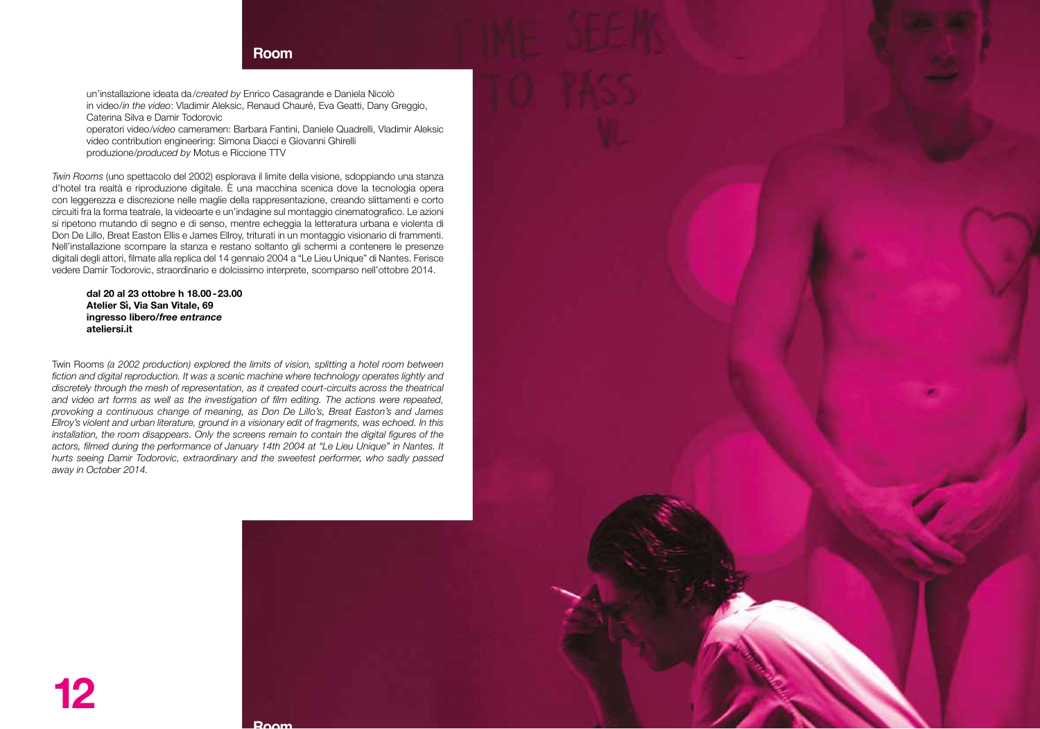## Room

un'installazione ideata da/*created by* Enrico Casagrande e Daniela Nicolò
in video/*in the video*: Vladimir Aleksic, Renaud Chauré, Eva Geatti, Dany Greggio, Caterina Silva e Damir Todorovic
operatori video/*video* cameramen: Barbara Fantini, Daniele Quadrelli, Vladimir Aleksic
video contribution engineering: Simona Diacci e Giovanni Ghirelli
produzione/*produced by* Motus e Riccione TTV

*Twin Rooms* (uno spettacolo del 2002) esplorava il limite della visione, sdoppiando una stanza d'hotel tra realtà e riproduzione digitale. È una macchina scenica dove la tecnologia opera con leggerezza e discrezione nelle maglie della rappresentazione, creando slittamenti e corto circuiti fra la forma teatrale, la videoarte e un'indagine sul montaggio cinematografico. Le azioni si ripetono mutando di segno e di senso, mentre echeggia la letteratura urbana e violenta di Don De Lillo, Breat Easton Ellis e James Ellroy, triturati in un montaggio visionario di frammenti. Nell'installazione scompare la stanza e restano soltanto gli schermi a contenere le presenze digitali degli attori, filmate alla replica del 14 gennaio 2004 a "Le Lieu Unique" di Nantes. Ferisce vedere Damir Todorovic, straordinario e dolcissimo interprete, scomparso nell'ottobre 2014.

**dal 20 al 23 ottobre h 18.00 - 23.00**
**Atelier Sì, Via San Vitale, 69**
**ingresso libero/*free entrance***
**ateliersi.it**

Twin Rooms *(a 2002 production) explored the limits of vision, splitting a hotel room between fiction and digital reproduction. It was a scenic machine where technology operates lightly and discretely through the mesh of representation, as it created court-circuits across the theatrical and video art forms as well as the investigation of film editing. The actions were repeated, provoking a continuous change of meaning, as Don De Lillo's, Breat Easton's and James Ellroy's violent and urban literature, ground in a visionary edit of fragments, was echoed. In this installation, the room disappears. Only the screens remain to contain the digital figures of the actors, filmed during the performance of January 14th 2004 at "Le Lieu Unique" in Nantes. It hurts seeing Damir Todorovic, extraordinary and the sweetest performer, who sadly passed away in October 2014.*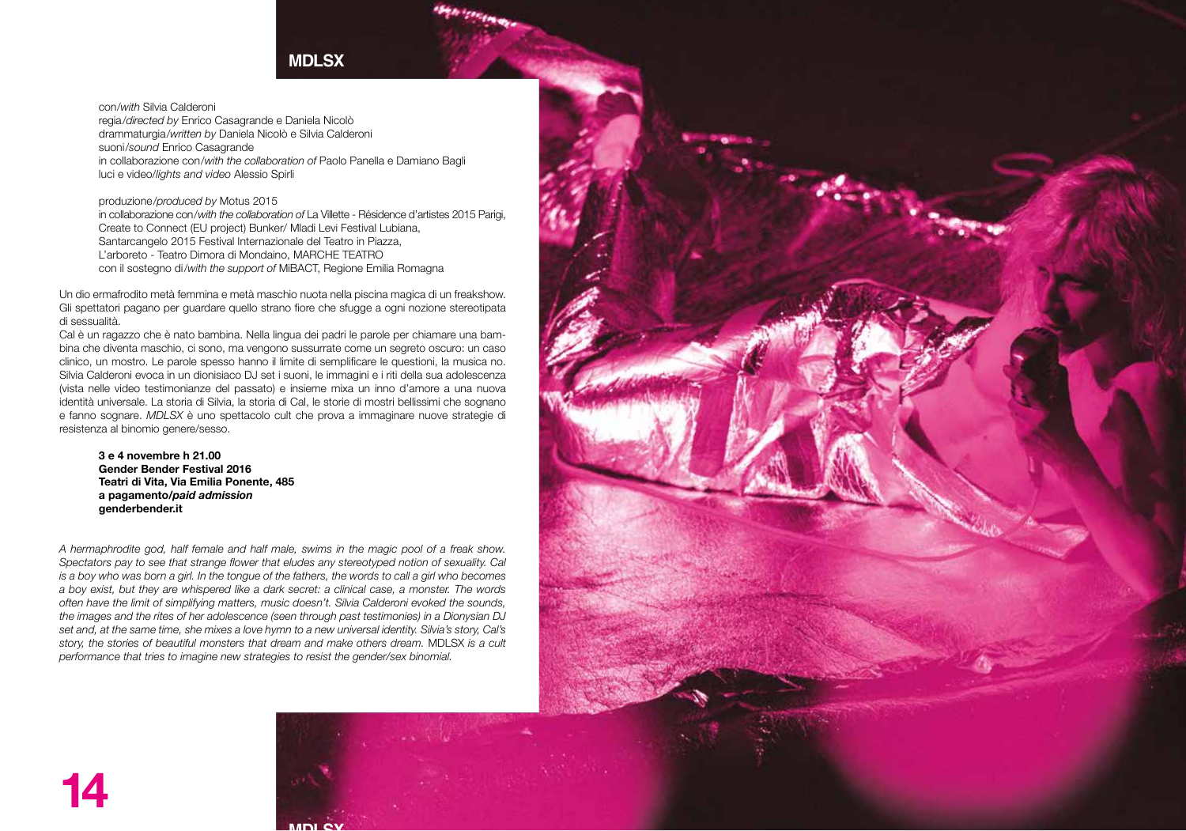## MDLSX

con/*with* Silvia Calderoni
regia/*directed by* Enrico Casagrande e Daniela Nicolò
drammaturgia/*written by* Daniela Nicolò e Silvia Calderoni
suoni/*sound* Enrico Casagrande
in collaborazione con/*with the collaboration of* Paolo Panella e Damiano Bagli
luci e video/*lights and video* Alessio Spirli

produzione/*produced by* Motus 2015
in collaborazione con/*with the collaboration of* La Villette - Résidence d'artistes 2015 Parigi, Create to Connect (EU project) Bunker/ Mladi Levi Festival Lubiana, Santarcangelo 2015 Festival Internazionale del Teatro in Piazza, L'arboreto - Teatro Dimora di Mondaino, MARCHE TEATRO
con il sostegno di/*with the support of* MiBACT, Regione Emilia Romagna

Un dio ermafrodito metà femmina e metà maschio nuota nella piscina magica di un freakshow. Gli spettatori pagano per guardare quello strano fiore che sfugge a ogni nozione stereotipata di sessualità.
Cal è un ragazzo che è nato bambina. Nella lingua dei padri le parole per chiamare una bambina che diventa maschio, ci sono, ma vengono sussurrate come un segreto oscuro: un caso clinico, un mostro. Le parole spesso hanno il limite di semplificare le questioni, la musica no. Silvia Calderoni evoca in un dionisiaco DJ set i suoni, le immagini e i riti della sua adolescenza (vista nelle video testimonianze del passato) e insieme mixa un inno d'amore a una nuova identità universale. La storia di Silvia, la storia di Cal, le storie di mostri bellissimi che sognano e fanno sognare. *MDLSX* è uno spettacolo cult che prova a immaginare nuove strategie di resistenza al binomio genere/sesso.

**3 e 4 novembre h 21.00**
**Gender Bender Festival 2016**
**Teatri di Vita, Via Emilia Ponente, 485**
**a pagamento/*paid admission***
**genderbender.it**

*A hermaphrodite god, half female and half male, swims in the magic pool of a freak show. Spectators pay to see that strange flower that eludes any stereotyped notion of sexuality. Cal is a boy who was born a girl. In the tongue of the fathers, the words to call a girl who becomes a boy exist, but they are whispered like a dark secret: a clinical case, a monster. The words often have the limit of simplifying matters, music doesn't. Silvia Calderoni evoked the sounds, the images and the rites of her adolescence (seen through past testimonies) in a Dionysian DJ set and, at the same time, she mixes a love hymn to a new universal identity. Silvia's story, Cal's story, the stories of beautiful monsters that dream and make others dream.* MDLSX *is a cult performance that tries to imagine new strategies to resist the gender/sex binomial.*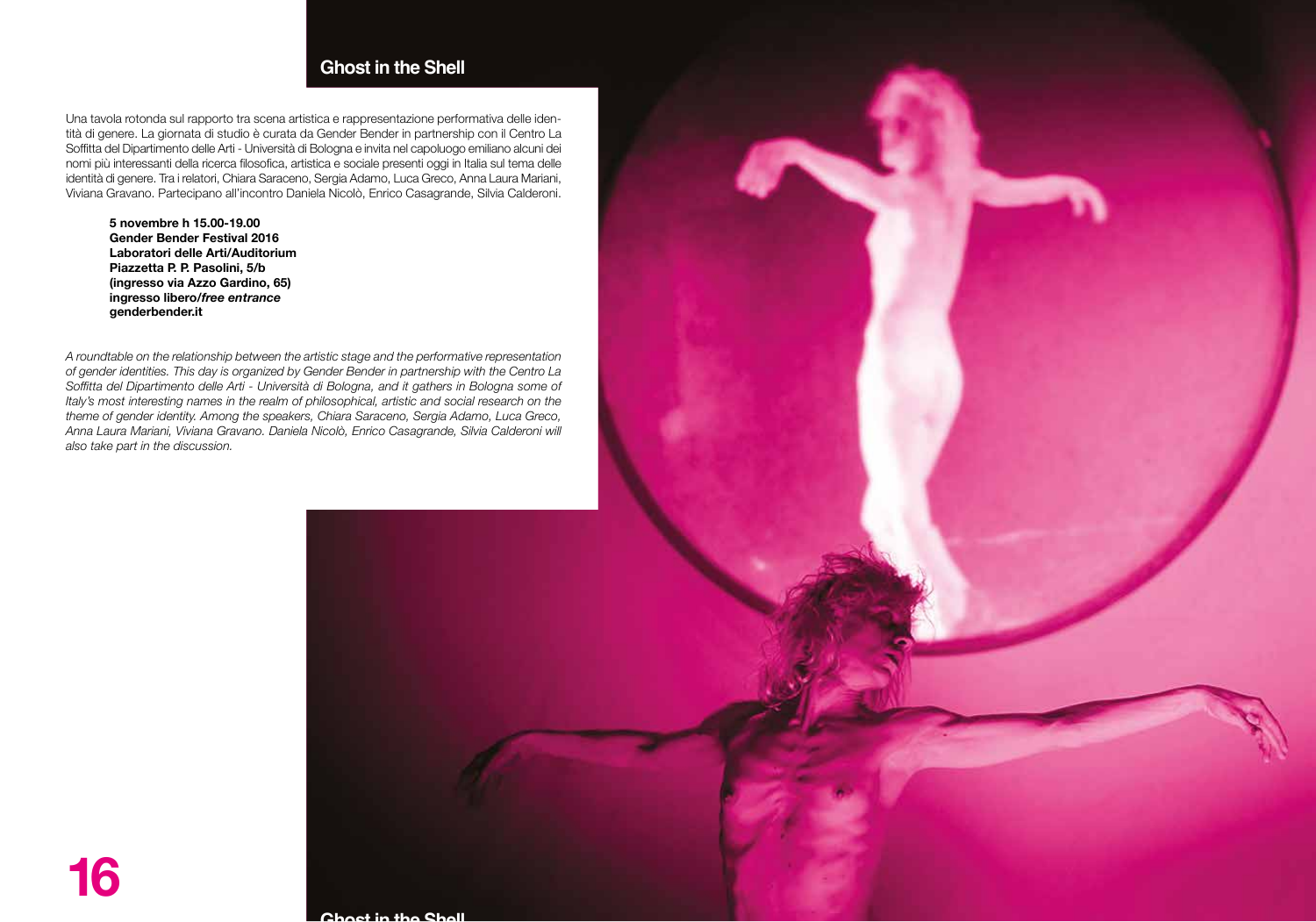## Ghost in the Shell

Una tavola rotonda sul rapporto tra scena artistica e rappresentazione performativa delle identità di genere. La giornata di studio è curata da Gender Bender in partnership con il Centro La Soffitta del Dipartimento delle Arti - Università di Bologna e invita nel capoluogo emiliano alcuni dei nomi più interessanti della ricerca filosofica, artistica e sociale presenti oggi in Italia sul tema delle identità di genere. Tra i relatori, Chiara Saraceno, Sergia Adamo, Luca Greco, Anna Laura Mariani, Viviana Gravano. Partecipano all'incontro Daniela Nicolò, Enrico Casagrande, Silvia Calderoni.

**5 novembre h 15.00-19.00**
**Gender Bender Festival 2016**
**Laboratori delle Arti/Auditorium**
**Piazzetta P. P. Pasolini, 5/b**
**(ingresso via Azzo Gardino, 65)**
**ingresso libero/*free entrance***
**genderbender.it**

*A roundtable on the relationship between the artistic stage and the performative representation of gender identities. This day is organized by Gender Bender in partnership with the Centro La Soffitta del Dipartimento delle Arti - Università di Bologna, and it gathers in Bologna some of Italy's most interesting names in the realm of philosophical, artistic and social research on the theme of gender identity. Among the speakers, Chiara Saraceno, Sergia Adamo, Luca Greco, Anna Laura Mariani, Viviana Gravano. Daniela Nicolò, Enrico Casagrande, Silvia Calderoni will also take part in the discussion.*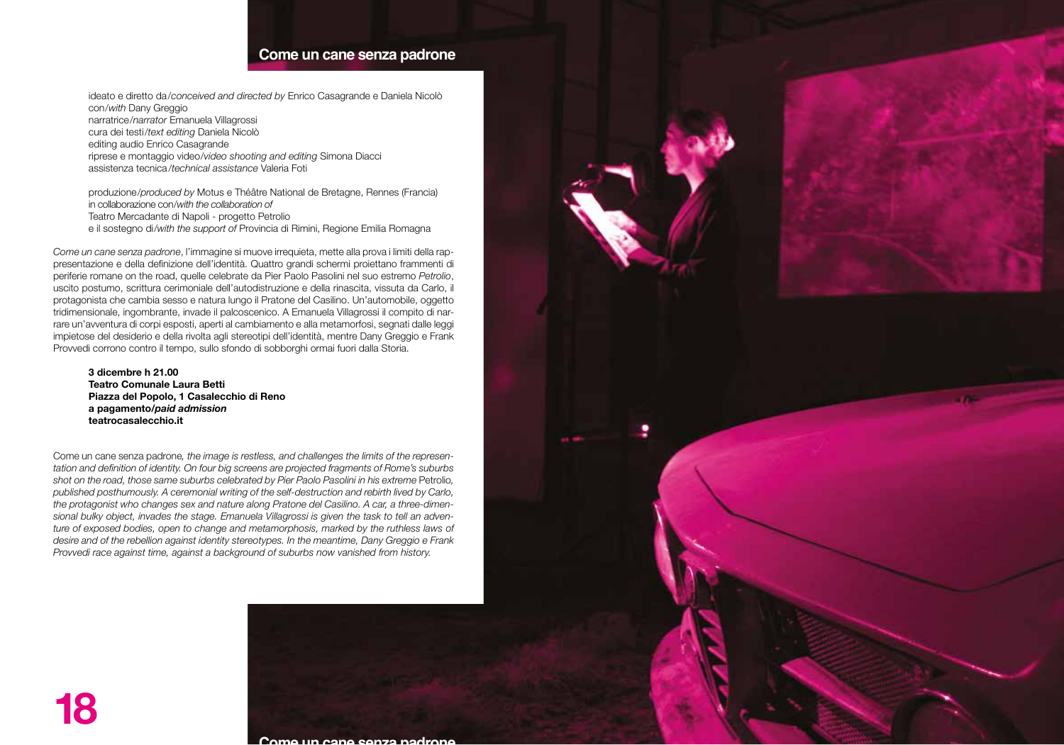## Come un cane senza padrone

ideato e diretto da/*conceived and directed by* Enrico Casagrande e Daniela Nicolò
con/*with* Dany Greggio
narratrice/*narrator* Emanuela Villagrossi
cura dei testi/*text editing* Daniela Nicolò
editing audio Enrico Casagrande
riprese e montaggio video/*video shooting and editing* Simona Diacci
assistenza tecnica/*technical assistance* Valeria Foti

produzione/*produced by* Motus e Théâtre National de Bretagne, Rennes (Francia)
in collaborazione con/*with the collaboration of*
Teatro Mercadante di Napoli - progetto Petrolio
e il sostegno di/*with the support of* Provincia di Rimini, Regione Emilia Romagna

*Come un cane senza padrone*, l'immagine si muove irrequieta, mette alla prova i limiti della rappresentazione e della definizione dell'identità. Quattro grandi schermi proiettano frammenti di periferie romane on the road, quelle celebrate da Pier Paolo Pasolini nel suo estremo *Petrolio*, uscito postumo, scrittura cerimoniale dell'autodistruzione e della rinascita, vissuta da Carlo, il protagonista che cambia sesso e natura lungo il Pratone del Casilino. Un'automobile, oggetto tridimensionale, ingombrante, invade il palcoscenico. A Emanuela Villagrossi il compito di narrare un'avventura di corpi esposti, aperti al cambiamento e alla metamorfosi, segnati dalle leggi impietose del desiderio e della rivolta agli stereotipi dell'identità, mentre Dany Greggio e Frank Provvedi corrono contro il tempo, sullo sfondo di sobborghi ormai fuori dalla Storia.

**3 dicembre h 21.00**
**Teatro Comunale Laura Betti**
**Piazza del Popolo, 1 Casalecchio di Reno**
**a pagamento/*paid admission***
**teatrocasalecchio.it**

Come un cane senza padrone*, the image is restless, and challenges the limits of the representation and definition of identity. On four big screens are projected fragments of Rome's suburbs shot on the road, those same suburbs celebrated by Pier Paolo Pasolini in his extreme* Petrolio*, published posthumously. A ceremonial writing of the self-destruction and rebirth lived by Carlo, the protagonist who changes sex and nature along Pratone del Casilino. A car, a three-dimensional bulky object, invades the stage. Emanuela Villagrossi is given the task to tell an adventure of exposed bodies, open to change and metamorphosis, marked by the ruthless laws of desire and of the rebellion against identity stereotypes. In the meantime, Dany Greggio e Frank Provvedi race against time, against a background of suburbs now vanished from history.*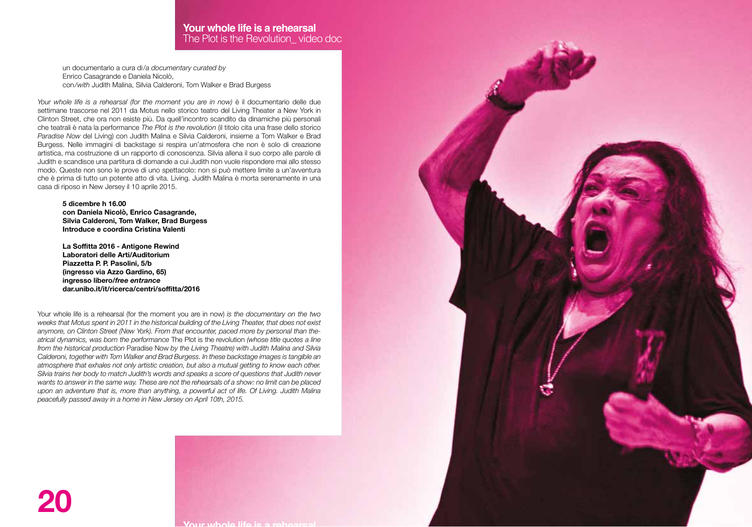## **Your whole life is a rehearsal**
The Plot is the Revolution_ video doc

un documentario a cura di/*a documentary curated by*
Enrico Casagrande e Daniela Nicolò,
con/*with* Judith Malina, Silvia Calderoni, Tom Walker e Brad Burgess

*Your whole life is a rehearsal (for the moment you are in now)* è il documentario delle due settimane trascorse nel 2011 da Motus nello storico teatro del Living Theater a New York in Clinton Street, che ora non esiste più. Da quell'incontro scandito da dinamiche più personali che teatrali è nata la performance *The Plot is the revolution* (il titolo cita una frase dello storico *Paradise Now* del Living) con Judith Malina e Silvia Calderoni, insieme a Tom Walker e Brad Burgess. Nelle immagini di backstage si respira un'atmosfera che non è solo di creazione artistica, ma costruzione di un rapporto di conoscenza. Silvia allena il suo corpo alle parole di Judith e scandisce una partitura di domande a cui Judith non vuole rispondere mai allo stesso modo. Queste non sono le prove di uno spettacolo: non si può mettere limite a un'avventura che è prima di tutto un potente atto di vita. Living. Judith Malina è morta serenamente in una casa di riposo in New Jersey il 10 aprile 2015.

**5 dicembre h 16.00**
**con Daniela Nicolò, Enrico Casagrande,**
**Silvia Calderoni, Tom Walker, Brad Burgess**
**Introduce e coordina Cristina Valenti**

**La Soffitta 2016 - Antigone Rewind**
**Laboratori delle Arti/Auditorium**
**Piazzetta P. P. Pasolini, 5/b**
**(ingresso via Azzo Gardino, 65)**
**ingresso libero/*free entrance***
**dar.unibo.it/it/ricerca/centri/soffitta/2016**

Your whole life is a rehearsal (for the moment you are in now) *is the documentary on the two weeks that Motus spent in 2011 in the historical building of the Living Theater, that does not exist anymore, on Clinton Street (New York). From that encounter, paced more by personal than theatrical dynamics, was born the performance* The Plot is the revolution *(whose title quotes a line from the historical production* Paradise Now *by the Living Theatre) with Judith Malina and Silvia Calderoni, together with Tom Walker and Brad Burgess. In these backstage images is tangible an atmosphere that exhales not only artistic creation, but also a mutual getting to know each other. Silvia trains her body to match Judith's words and speaks a score of questions that Judith never wants to answer in the same way. These are not the rehearsals of a show: no limit can be placed upon an adventure that is, more than anything, a powerful act of life. Of Living. Judith Malina peacefully passed away in a home in New Jersey on April 10th, 2015.*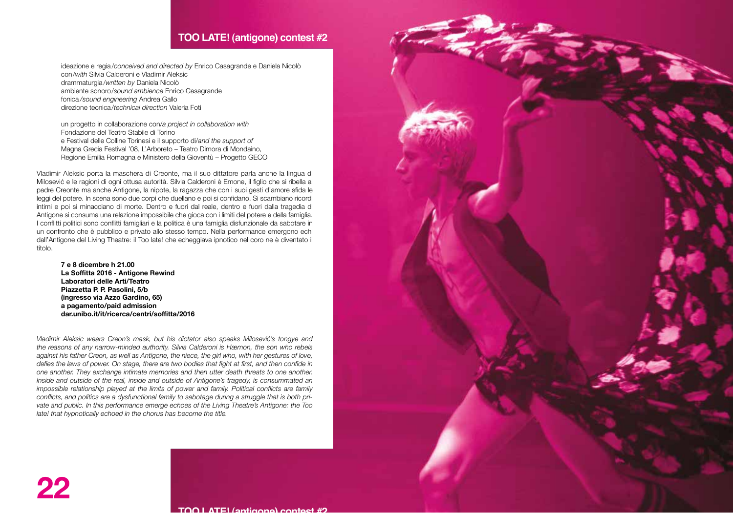## TOO LATE! (antigone) contest #2

ideazione e regia/*conceived and directed by* Enrico Casagrande e Daniela Nicolò
con/*with* Silvia Calderoni e Vladimir Aleksic
drammaturgia/*written by* Daniela Nicolò
ambiente sonoro/*sound ambience* Enrico Casagrande
fonica/*sound engineering* Andrea Gallo
direzione tecnica/*technical direction* Valeria Foti

un progetto in collaborazione con/*a project in collaboration with*
Fondazione del Teatro Stabile di Torino
e Festival delle Colline Torinesi e il supporto di/*and the support of*
Magna Grecia Festival '08, L'Arboreto – Teatro Dimora di Mondaino,
Regione Emilia Romagna e Ministero della Gioventù – Progetto GECO

Vladimir Aleksic porta la maschera di Creonte, ma il suo dittatore parla anche la lingua di Milosević e le ragioni di ogni ottusa autorità. Silvia Calderoni è Emone, il figlio che si ribella al padre Creonte ma anche Antigone, la nipote, la ragazza che con i suoi gesti d'amore sfida le leggi del potere. In scena sono due corpi che duellano e poi si confidano. Si scambiano ricordi intimi e poi si minacciano di morte. Dentro e fuori dal reale, dentro e fuori dalla tragedia di Antigone si consuma una relazione impossibile che gioca con i limiti del potere e della famiglia. I conflitti politici sono conflitti famigliari e la politica è una famiglia disfunzionale da sabotare in un confronto che è pubblico e privato allo stesso tempo. Nella performance emergono echi dall'Antigone del Living Theatre: il Too late! che echeggiava ipnotico nel coro ne è diventato il titolo.

**7 e 8 dicembre h 21.00**
**La Soffitta 2016 - Antigone Rewind**
**Laboratori delle Arti/Teatro**
**Piazzetta P. P. Pasolini, 5/b**
**(ingresso via Azzo Gardino, 65)**
**a pagamento/paid admission**
**dar.unibo.it/it/ricerca/centri/soffitta/2016**

*Vladimir Aleksic wears Creon's mask, but his dictator also speaks Milosević's tongye and the reasons of any narrow-minded authority. Silvia Calderoni is Hæmon, the son who rebels against his father Creon, as well as Antigone, the niece, the girl who, with her gestures of love, defies the laws of power. On stage, there are two bodies that fight at first, and then confide in one another. They exchange intimate memories and then utter death threats to one another. Inside and outside of the real, inside and outside of Antigone's tragedy, is consummated an impossible relationship played at the limits of power and family. Political conflicts are family conflicts, and politics are a dysfunctional family to sabotage during a struggle that is both private and public. In this performance emerge echoes of the Living Theatre's Antigone: the Too late! that hypnotically echoed in the chorus has become the title.*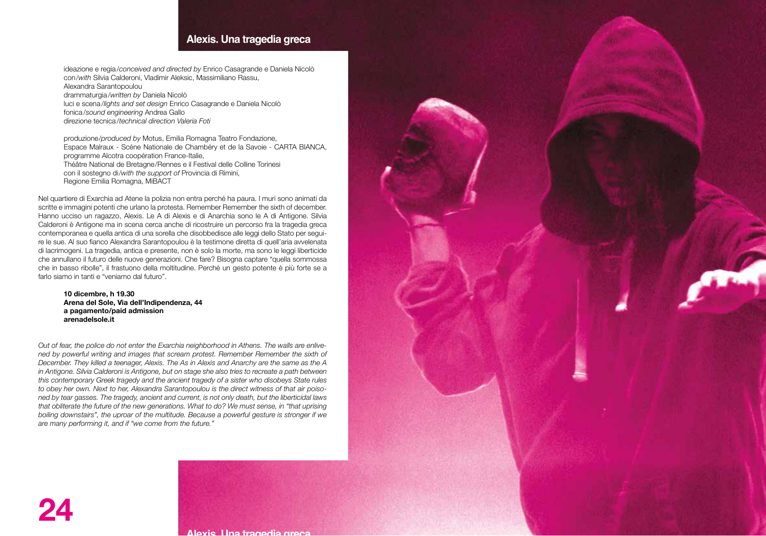## Alexis. Una tragedia greca

ideazione e regia/*conceived and directed by* Enrico Casagrande e Daniela Nicolò
con/*with* Silvia Calderoni, Vladimir Aleksic, Massimiliano Rassu,
Alexandra Sarantopoulou
drammaturgia/*written by* Daniela Nicolò
luci e scena/*lights and set design* Enrico Casagrande e Daniela Nicolò
fonica/*sound engineering* Andrea Gallo
direzione tecnica/*technical direction Valeria Foti*

produzione/*produced by* Motus, Emilia Romagna Teatro Fondazione,
Espace Malraux - Scéne Nationale de Chambéry et de la Savoie - CARTA BIANCA,
programme Alcotra coopération France-Italie,
Théâtre National de Bretagne/Rennes e il Festival delle Colline Torinesi
con il sostegno di/*with the support of* Provincia di Rimini,
Regione Emilia Romagna, MiBACT

Nel quartiere di Exarchia ad Atene la polizia non entra perché ha paura. I muri sono animati da scritte e immagini potenti che urlano la protesta. Remember Remember the sixth of december. Hanno ucciso un ragazzo, Alexis. Le A di Alexis e di Anarchia sono le A di Antigone. Silvia Calderoni è Antigone ma in scena cerca anche di ricostruire un percorso fra la tragedia greca contemporanea e quella antica di una sorella che disobbedisce alle leggi dello Stato per seguire le sue. Al suo fianco Alexandra Sarantopoulou è la testimone diretta di quell'aria avvelenata di lacrimogeni. La tragedia, antica e presente, non è solo la morte, ma sono le leggi liberticide che annullano il futuro delle nuove generazioni. Che fare? Bisogna captare "quella sommossa che in basso ribolle", il frastuono della moltitudine. Perché un gesto potente è più forte se a farlo siamo in tanti e "veniamo dal futuro".

**10 dicembre, h 19.30**
**Arena del Sole, Via dell'Indipendenza, 44**
**a pagamento/paid admission**
**arenadelsole.it**

*Out of fear, the police do not enter the Exarchia neighborhood in Athens. The walls are enlivened by powerful writing and images that scream protest. Remember Remember the sixth of December. They killed a teenager, Alexis. The As in Alexis and Anarchy are the same as the A in Antigone. Silvia Calderoni is Antigone, but on stage she also tries to recreate a path between this contemporary Greek tragedy and the ancient tragedy of a sister who disobeys State rules to obey her own. Next to her, Alexandra Sarantopoulou is the direct witness of that air poisoned by tear gasses. The tragedy, ancient and current, is not only death, but the liberticidal laws that obliterate the future of the new generations. What to do? We must sense, in "that uprising boiling downstairs", the uproar of the multitude. Because a powerful gesture is stronger if we are many performing it, and if "we come from the future."*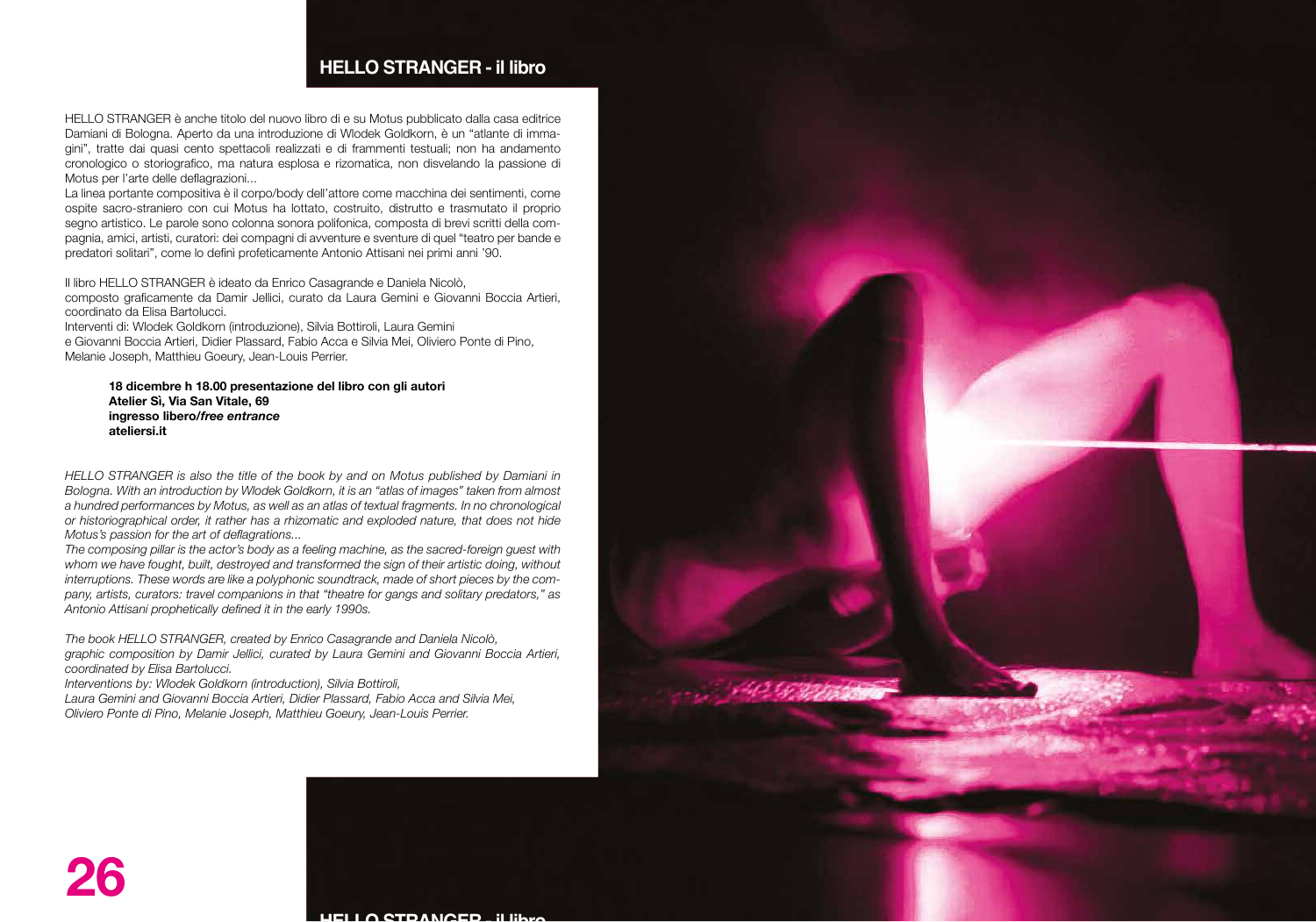## HELLO STRANGER - il libro

HELLO STRANGER è anche titolo del nuovo libro di e su Motus pubblicato dalla casa editrice Damiani di Bologna. Aperto da una introduzione di Wlodek Goldkorn, è un "atlante di immagini", tratte dai quasi cento spettacoli realizzati e di frammenti testuali; non ha andamento cronologico o storiografico, ma natura esplosa e rizomatica, non disvelando la passione di Motus per l'arte delle deflagrazioni...

La linea portante compositiva è il corpo/body dell'attore come macchina dei sentimenti, come ospite sacro-straniero con cui Motus ha lottato, costruito, distrutto e trasmutato il proprio segno artistico. Le parole sono colonna sonora polifonica, composta di brevi scritti della compagnia, amici, artisti, curatori: dei compagni di avventure e sventure di quel "teatro per bande e predatori solitari", come lo definì profeticamente Antonio Attisani nei primi anni '90.

Il libro HELLO STRANGER è ideato da Enrico Casagrande e Daniela Nicolò,
composto graficamente da Damir Jellici, curato da Laura Gemini e Giovanni Boccia Artieri, coordinato da Elisa Bartolucci.
Interventi di: Wlodek Goldkorn (introduzione), Silvia Bottiroli, Laura Gemini
e Giovanni Boccia Artieri, Didier Plassard, Fabio Acca e Silvia Mei, Oliviero Ponte di Pino, Melanie Joseph, Matthieu Goeury, Jean-Louis Perrier.

**18 dicembre h 18.00 presentazione del libro con gli autori**
**Atelier Sì, Via San Vitale, 69**
**ingresso libero/*free entrance***
**ateliersi.it**

*HELLO STRANGER is also the title of the book by and on Motus published by Damiani in Bologna. With an introduction by Wlodek Goldkorn, it is an "atlas of images" taken from almost a hundred performances by Motus, as well as an atlas of textual fragments. In no chronological or historiographical order, it rather has a rhizomatic and exploded nature, that does not hide Motus's passion for the art of deflagrations...*

*The composing pillar is the actor's body as a feeling machine, as the sacred-foreign guest with whom we have fought, built, destroyed and transformed the sign of their artistic doing, without interruptions. These words are like a polyphonic soundtrack, made of short pieces by the company, artists, curators: travel companions in that "theatre for gangs and solitary predators," as Antonio Attisani prophetically defined it in the early 1990s.*

*The book HELLO STRANGER, created by Enrico Casagrande and Daniela Nicolò,*
*graphic composition by Damir Jellici, curated by Laura Gemini and Giovanni Boccia Artieri, coordinated by Elisa Bartolucci.*
*Interventions by: Wlodek Goldkorn (introduction), Silvia Bottiroli,*
*Laura Gemini and Giovanni Boccia Artieri, Didier Plassard, Fabio Acca and Silvia Mei,*
*Oliviero Ponte di Pino, Melanie Joseph, Matthieu Goeury, Jean-Louis Perrier.*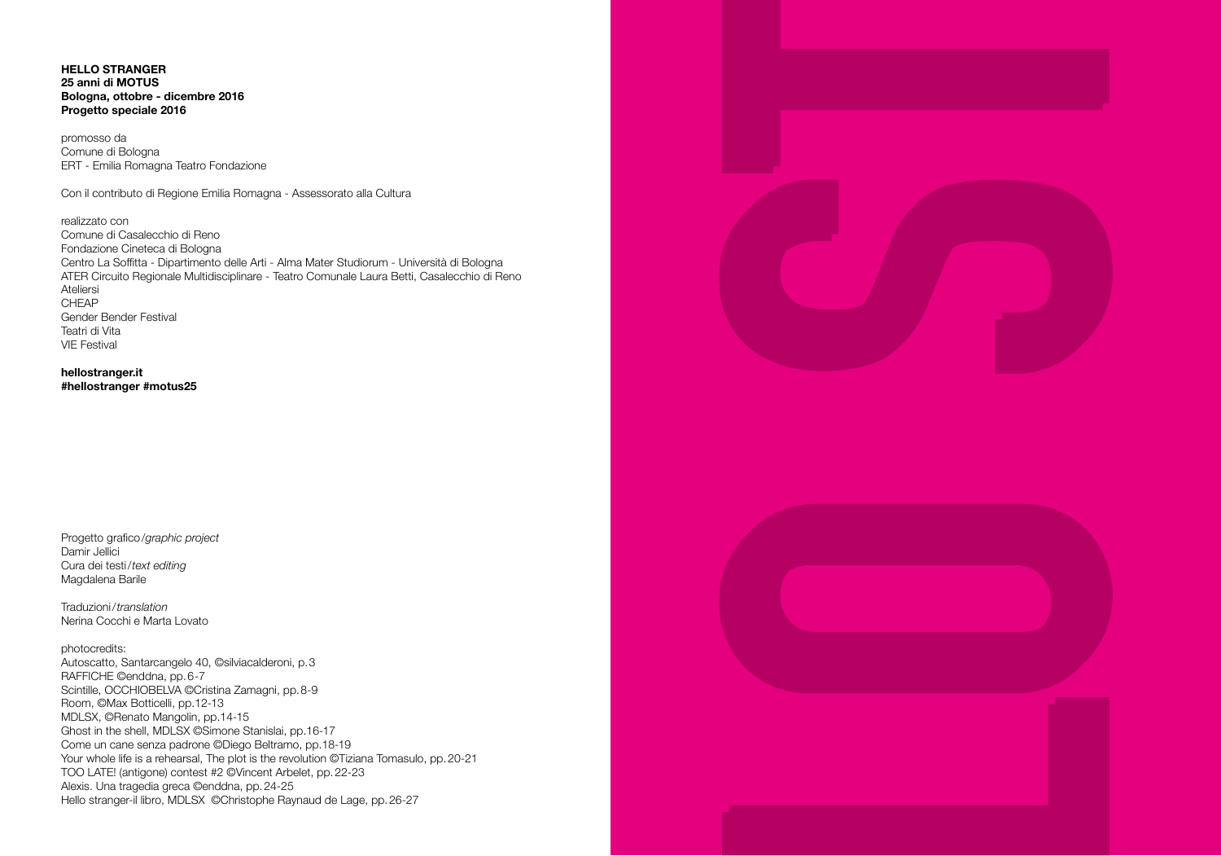**HELLO STRANGER**
**25 anni di MOTUS**
**Bologna, ottobre - dicembre 2016**
**Progetto speciale 2016**

promosso da
Comune di Bologna
ERT - Emilia Romagna Teatro Fondazione

Con il contributo di Regione Emilia Romagna - Assessorato alla Cultura

realizzato con
Comune di Casalecchio di Reno
Fondazione Cineteca di Bologna
Centro La Soffitta - Dipartimento delle Arti - Alma Mater Studiorum - Università di Bologna
ATER Circuito Regionale Multidisciplinare - Teatro Comunale Laura Betti, Casalecchio di Reno
Ateliersi
CHEAP
Gender Bender Festival
Teatri di Vita
VIE Festival

**hellostranger.it**
**#hellostranger #motus25**

Progetto grafico/*graphic project*
Damir Jellici
Cura dei testi/*text editing*
Magdalena Barile

Traduzioni/*translation*
Nerina Cocchi e Marta Lovato

photocredits:
Autoscatto, Santarcangelo 40, ©silviacalderoni, p.3
RAFFICHE ©enddna, pp.6-7
Scintille, OCCHIOBELVA ©Cristina Zamagni, pp.8-9
Room, ©Max Botticelli, pp.12-13
MDLSX, ©Renato Mangolin, pp.14-15
Ghost in the shell, MDLSX ©Simone Stanislai, pp.16-17
Come un cane senza padrone ©Diego Beltramo, pp.18-19
Your whole life is a rehearsal, The plot is the revolution ©Tiziana Tomasulo, pp.20-21
TOO LATE! (antigone) contest #2 ©Vincent Arbelet, pp.22-23
Alexis. Una tragedia greca ©enddna, pp.24-25
Hello stranger-il libro, MDLSX ©Christophe Raynaud de Lage, pp.26-27

LOST